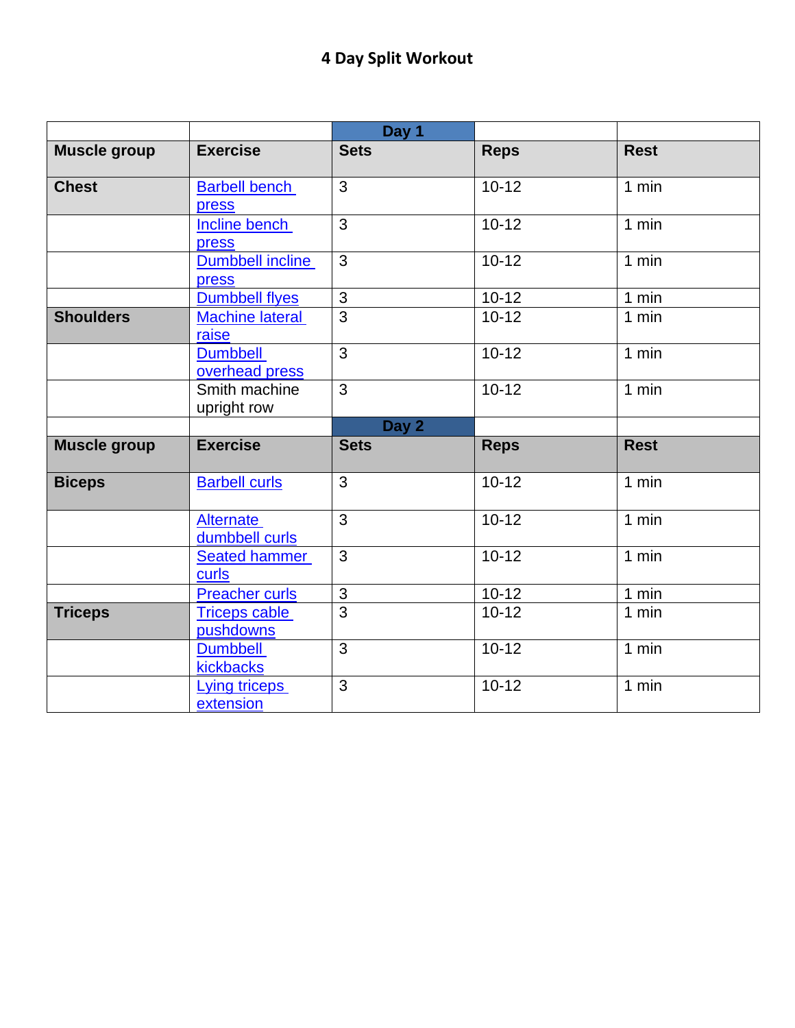# 4 Day Split Workout

| | | Day 1 | | |
|---|---|---|---|---|
| **Muscle group** | **Exercise** | **Sets** | **Reps** | **Rest** |
| **Chest** | Barbell bench press | 3 | 10-12 | 1 min |
| | Incline bench press | 3 | 10-12 | 1 min |
| | Dumbbell incline press | 3 | 10-12 | 1 min |
| | Dumbbell flyes | 3 | 10-12 | 1 min |
| **Shoulders** | Machine lateral raise | 3 | 10-12 | 1 min |
| | Dumbbell overhead press | 3 | 10-12 | 1 min |
| | Smith machine upright row | 3 | 10-12 | 1 min |
| | | **Day 2** | | |
| **Muscle group** | **Exercise** | **Sets** | **Reps** | **Rest** |
| **Biceps** | Barbell curls | 3 | 10-12 | 1 min |
| | Alternate dumbbell curls | 3 | 10-12 | 1 min |
| | Seated hammer curls | 3 | 10-12 | 1 min |
| | Preacher curls | 3 | 10-12 | 1 min |
| **Triceps** | Triceps cable pushdowns | 3 | 10-12 | 1 min |
| | Dumbbell kickbacks | 3 | 10-12 | 1 min |
| | Lying triceps extension | 3 | 10-12 | 1 min |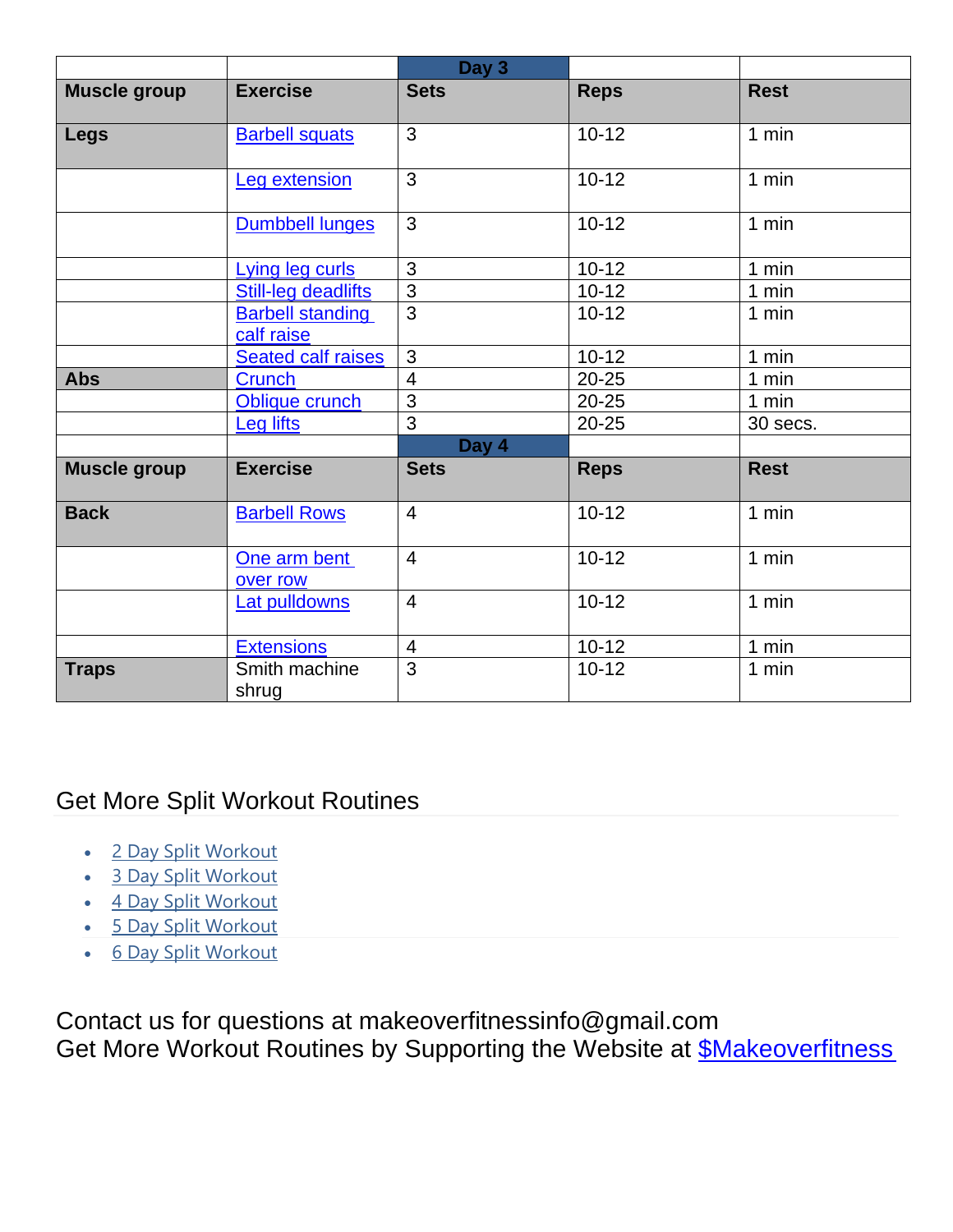| | | Day 3 | | |
|---|---|---|---|---|
| **Muscle group** | **Exercise** | **Sets** | **Reps** | **Rest** |
| **Legs** | Barbell squats | 3 | 10-12 | 1 min |
| | Leg extension | 3 | 10-12 | 1 min |
| | Dumbbell lunges | 3 | 10-12 | 1 min |
| | Lying leg curls | 3 | 10-12 | 1 min |
| | Still-leg deadlifts | 3 | 10-12 | 1 min |
| | Barbell standing calf raise | 3 | 10-12 | 1 min |
| | Seated calf raises | 3 | 10-12 | 1 min |
| **Abs** | Crunch | 4 | 20-25 | 1 min |
| | Oblique crunch | 3 | 20-25 | 1 min |
| | Leg lifts | 3 | 20-25 | 30 secs. |
| | | **Day 4** | | |
| **Muscle group** | **Exercise** | **Sets** | **Reps** | **Rest** |
| **Back** | Barbell Rows | 4 | 10-12 | 1 min |
| | One arm bent over row | 4 | 10-12 | 1 min |
| | Lat pulldowns | 4 | 10-12 | 1 min |
| | Extensions | 4 | 10-12 | 1 min |
| **Traps** | Smith machine shrug | 3 | 10-12 | 1 min |

## Get More Split Workout Routines

- 2 Day Split Workout
- 3 Day Split Workout
- 4 Day Split Workout
- 5 Day Split Workout
- 6 Day Split Workout

Contact us for questions at makeoverfitnessinfo@gmail.com
Get More Workout Routines by Supporting the Website at $Makeoverfitness